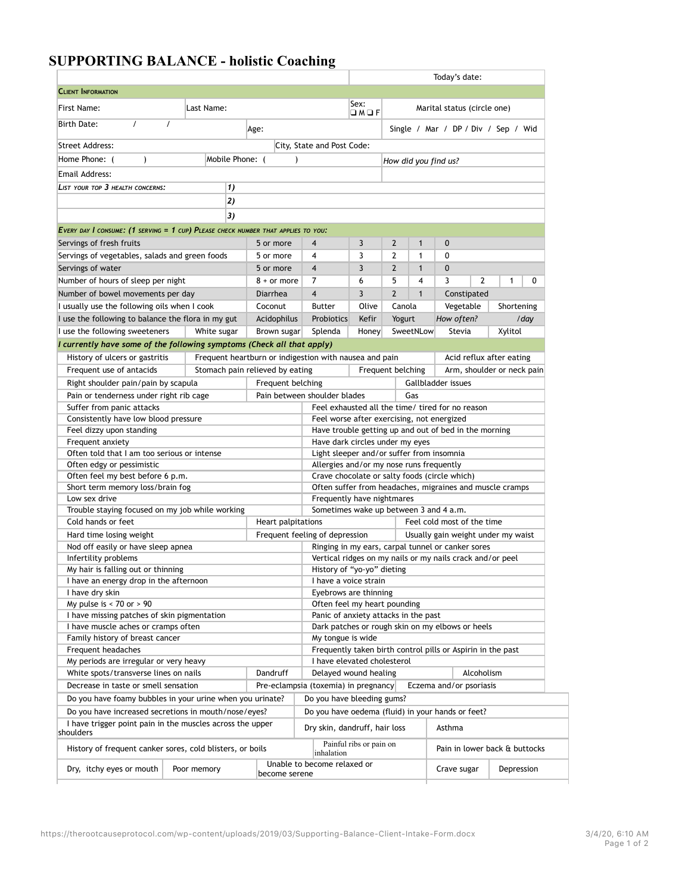# SUPPORTING BALANCE - holistic Coaching

| | |
|---|---|
| | Today's date: |

**CLIENT INFORMATION**

| | | | |
|---|---|---|---|
| First Name: | Last Name: | Sex: ❑ M ❑ F | Marital status (circle one) |
| Birth Date: / / | Age: | | Single / Mar / DP / Div / Sep / Wid |
| Street Address: | City, State and Post Code: | | |
| Home Phone: ( ) | Mobile Phone: ( ) | | *How did you find us?* |
| Email Address: | | | |

| | |
|---|---|
| ***LIST YOUR TOP 3 HEALTH CONCERNS:*** | ***1)*** |
| | ***2)*** |
| | ***3)*** |

***EVERY DAY I CONSUME: (1 SERVING = 1 CUP) PLEASE CHECK NUMBER THAT APPLIES TO YOU:***

| | | | | | | | | | |
|---|---|---|---|---|---|---|---|---|---|
| Servings of fresh fruits | 5 or more | 4 | 3 | 2 | 1 | 0 | | | |
| Servings of vegetables, salads and green foods | 5 or more | 4 | 3 | 2 | 1 | 0 | | | |
| Servings of water | 5 or more | 4 | 3 | 2 | 1 | 0 | | | |
| Number of hours of sleep per night | 8 + or more | 7 | 6 | 5 | 4 | 3 | 2 | 1 | 0 |
| Number of bowel movements per day | Diarrhea | 4 | 3 | 2 | 1 | Constipated | | | |
| I usually use the following oils when I cook | Coconut | Butter | Olive | Canola | | Vegetable | Shortening | | |
| I use the following to balance the flora in my gut | Acidophilus | Probiotics | Kefir | Yogurt | | *How often?* | */day* | | |
| I use the following sweeteners / White sugar | Brown sugar | Splenda | Honey | SweetNLow | | Stevia | Xylitol | | |

***I currently have some of the following symptoms (Check all that apply)***

| | | | |
|---|---|---|---|
| History of ulcers or gastritis | Frequent heartburn or indigestion with nausea and pain | | Acid reflux after eating |
| Frequent use of antacids | Stomach pain relieved by eating | Frequent belching | Arm, shoulder or neck pain |
| Right shoulder pain/pain by scapula | Frequent belching | Gallbladder issues | |
| Pain or tenderness under right rib cage | Pain between shoulder blades | Gas | |

| | |
|---|---|
| Suffer from panic attacks | Feel exhausted all the time/ tired for no reason |
| Consistently have low blood pressure | Feel worse after exercising, not energized |
| Feel dizzy upon standing | Have trouble getting up and out of bed in the morning |
| Frequent anxiety | Have dark circles under my eyes |
| Often told that I am too serious or intense | Light sleeper and/or suffer from insomnia |
| Often edgy or pessimistic | Allergies and/or my nose runs frequently |
| Often feel my best before 6 p.m. | Crave chocolate or salty foods (circle which) |
| Short term memory loss/brain fog | Often suffer from headaches, migraines and muscle cramps |
| Low sex drive | Frequently have nightmares |
| Trouble staying focused on my job while working | Sometimes wake up between 3 and 4 a.m. |

| | | |
|---|---|---|
| Cold hands or feet | Heart palpitations | Feel cold most of the time |
| Hard time losing weight | Frequent feeling of depression | Usually gain weight under my waist |

| | |
|---|---|
| Nod off easily or have sleep apnea | Ringing in my ears, carpal tunnel or canker sores |
| Infertility problems | Vertical ridges on my nails or my nails crack and/or peel |
| My hair is falling out or thinning | History of "yo-yo" dieting |
| I have an energy drop in the afternoon | I have a voice strain |
| I have dry skin | Eyebrows are thinning |
| My pulse is < 70 or > 90 | Often feel my heart pounding |
| I have missing patches of skin pigmentation | Panic of anxiety attacks in the past |
| I have muscle aches or cramps often | Dark patches or rough skin on my elbows or heels |
| Family history of breast cancer | My tongue is wide |
| Frequent headaches | Frequently taken birth control pills or Aspirin in the past |
| My periods are irregular or very heavy | I have elevated cholesterol |

| | | | |
|---|---|---|---|
| White spots/transverse lines on nails | Dandruff | Delayed wound healing | Alcoholism |
| Decrease in taste or smell sensation | Pre-eclampsia (toxemia) in pregnancy | | Eczema and/or psoriasis |

| | |
|---|---|
| Do you have foamy bubbles in your urine when you urinate? | Do you have bleeding gums? |
| Do you have increased secretions in mouth/nose/eyes? | Do you have oedema (fluid) in your hands or feet? |

| | | |
|---|---|---|
| I have trigger point pain in the muscles across the upper shoulders | Dry skin, dandruff, hair loss | Asthma |
| History of frequent canker sores, cold blisters, or boils | Painful ribs or pain on inhalation | Pain in lower back & buttocks |

| | | | | |
|---|---|---|---|---|
| Dry, itchy eyes or mouth | Poor memory | Unable to become relaxed or become serene | Crave sugar | Depression |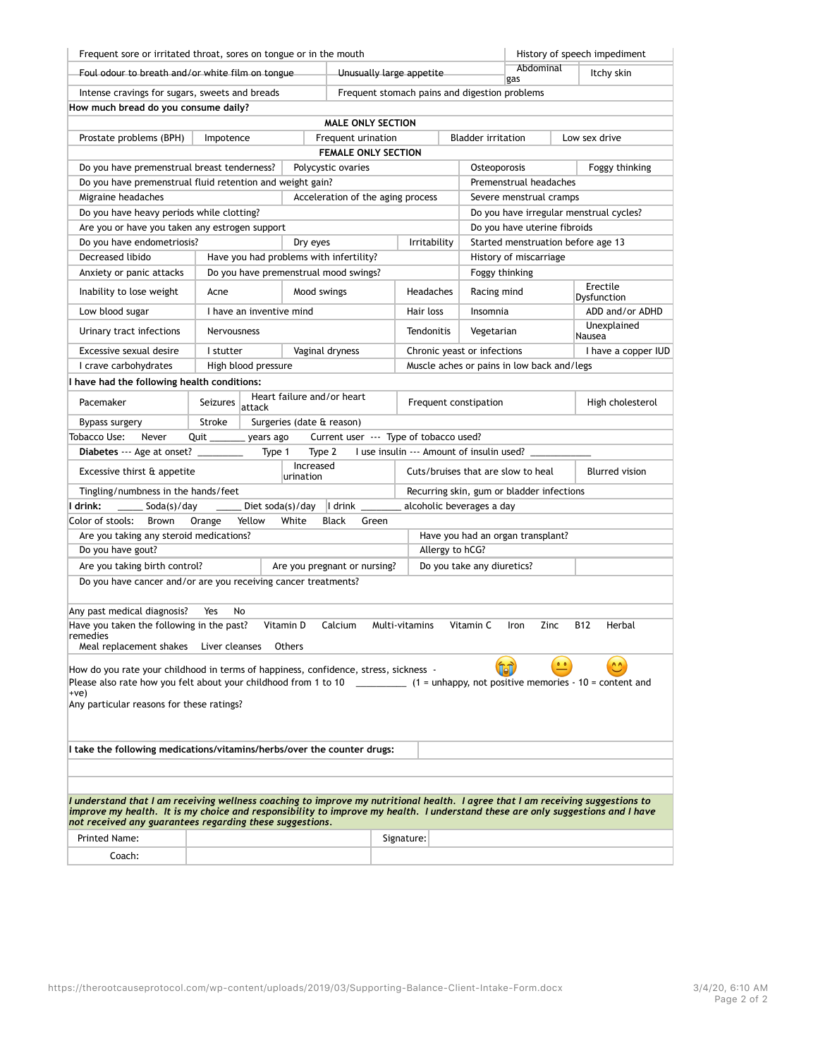| | | | | |
|---|---|---|---|---|
| Frequent sore or irritated throat, sores on tongue or in the mouth | | | History of speech impediment | |
| Foul odour to breath and/or white film on tongue | Unusually large appetite | | Abdominal gas | Itchy skin |
| Intense cravings for sugars, sweets and breads | Frequent stomach pains and digestion problems | | | |
| **How much bread do you consume daily?** | | | | |

**MALE ONLY SECTION**

| | | | | |
|---|---|---|---|---|
| Prostate problems (BPH) | Impotence | Frequent urination | Bladder irritation | Low sex drive |

**FEMALE ONLY SECTION**

| | | | | | |
|---|---|---|---|---|---|
| Do you have premenstrual breast tenderness? | Polycystic ovaries | | | Osteoporosis | Foggy thinking |
| Do you have premenstrual fluid retention and weight gain? | | | | Premenstrual headaches | |
| Migraine headaches | Acceleration of the aging process | | | Severe menstrual cramps | |
| Do you have heavy periods while clotting? | | | | Do you have irregular menstrual cycles? | |
| Are you or have you taken any estrogen support | | | | Do you have uterine fibroids | |
| Do you have endometriosis? | Dry eyes | | Irritability | Started menstruation before age 13 | |
| Decreased libido | Have you had problems with infertility? | | | History of miscarriage | |
| Anxiety or panic attacks | Do you have premenstrual mood swings? | | | Foggy thinking | |
| Inability to lose weight | Acne | Mood swings | Headaches | Racing mind | Erectile Dysfunction |
| Low blood sugar | I have an inventive mind | | Hair loss | Insomnia | ADD and/or ADHD |
| Urinary tract infections | Nervousness | | Tendonitis | Vegetarian | Unexplained Nausea |
| Excessive sexual desire | I stutter | Vaginal dryness | Chronic yeast or infections | | I have a copper IUD |
| I crave carbohydrates | High blood pressure | | Muscle aches or pains in low back and/legs | | |

**I have had the following health conditions:**

| | | | | |
|---|---|---|---|---|
| Pacemaker | Seizures | Heart failure and/or heart attack | Frequent constipation | High cholesterol |
| Bypass surgery | Stroke | Surgeries (date & reason) | | |

Tobacco Use: Never Quit _______ years ago Current user --- Type of tobacco used?

**Diabetes** --- Age at onset? _________ Type 1 Type 2 I use insulin --- Amount of insulin used? ____________

| | | | |
|---|---|---|---|
| Excessive thirst & appetite | Increased urination | Cuts/bruises that are slow to heal | Blurred vision |
| Tingling/numbness in the hands/feet | | Recurring skin, gum or bladder infections | |

**I drink:** _____ Soda(s)/day _____ Diet soda(s)/day | I drink _______ alcoholic beverages a day

Color of stools: Brown Orange Yellow White Black Green

| | | |
|---|---|---|
| Are you taking any steroid medications? | | Have you had an organ transplant? |
| Do you have gout? | | Allergy to hCG? |
| Are you taking birth control? | Are you pregnant or nursing? | Do you take any diuretics? |
| Do you have cancer and/or are you receiving cancer treatments? | | |

Any past medical diagnosis? Yes No

Have you taken the following in the past? Vitamin D Calcium Multi-vitamins Vitamin C Iron Zinc B12 Herbal remedies
Meal replacement shakes Liver cleanses Others

How do you rate your childhood in terms of happiness, confidence, stress, sickness - 😭 😐 😊
Please also rate how you felt about your childhood from 1 to 10 __________ (1 = unhappy, not positive memories - 10 = content and +ve)
Any particular reasons for these ratings?

**I take the following medications/vitamins/herbs/over the counter drugs:**

***I understand that I am receiving wellness coaching to improve my nutritional health. I agree that I am receiving suggestions to improve my health. It is my choice and responsibility to improve my health. I understand these are only suggestions and I have not received any guarantees regarding these suggestions.***

| | | | |
|---|---|---|---|
| Printed Name: | | Signature: | |
| Coach: | | | |